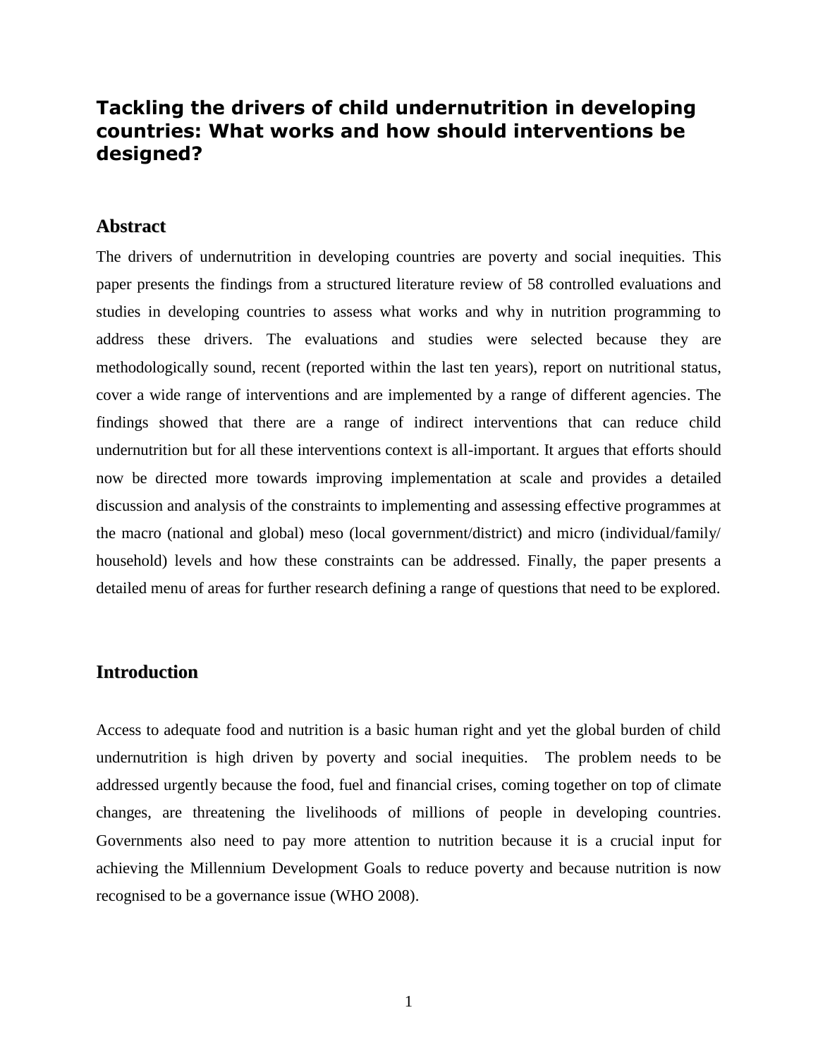# Tackling the drivers of child undernutrition in developing countries: What works and how should interventions be designed?

## Abstract

The drivers of undernutrition in developing countries are poverty and social inequities. This paper presents the findings from a structured literature review of 58 controlled evaluations and studies in developing countries to assess what works and why in nutrition programming to address these drivers. The evaluations and studies were selected because they are methodologically sound, recent (reported within the last ten years), report on nutritional status, cover a wide range of interventions and are implemented by a range of different agencies. The findings showed that there are a range of indirect interventions that can reduce child undernutrition but for all these interventions context is all-important. It argues that efforts should now be directed more towards improving implementation at scale and provides a detailed discussion and analysis of the constraints to implementing and assessing effective programmes at the macro (national and global) meso (local government/district) and micro (individual/family/household) levels and how these constraints can be addressed. Finally, the paper presents a detailed menu of areas for further research defining a range of questions that need to be explored.

## Introduction

Access to adequate food and nutrition is a basic human right and yet the global burden of child undernutrition is high driven by poverty and social inequities. The problem needs to be addressed urgently because the food, fuel and financial crises, coming together on top of climate changes, are threatening the livelihoods of millions of people in developing countries. Governments also need to pay more attention to nutrition because it is a crucial input for achieving the Millennium Development Goals to reduce poverty and because nutrition is now recognised to be a governance issue (WHO 2008).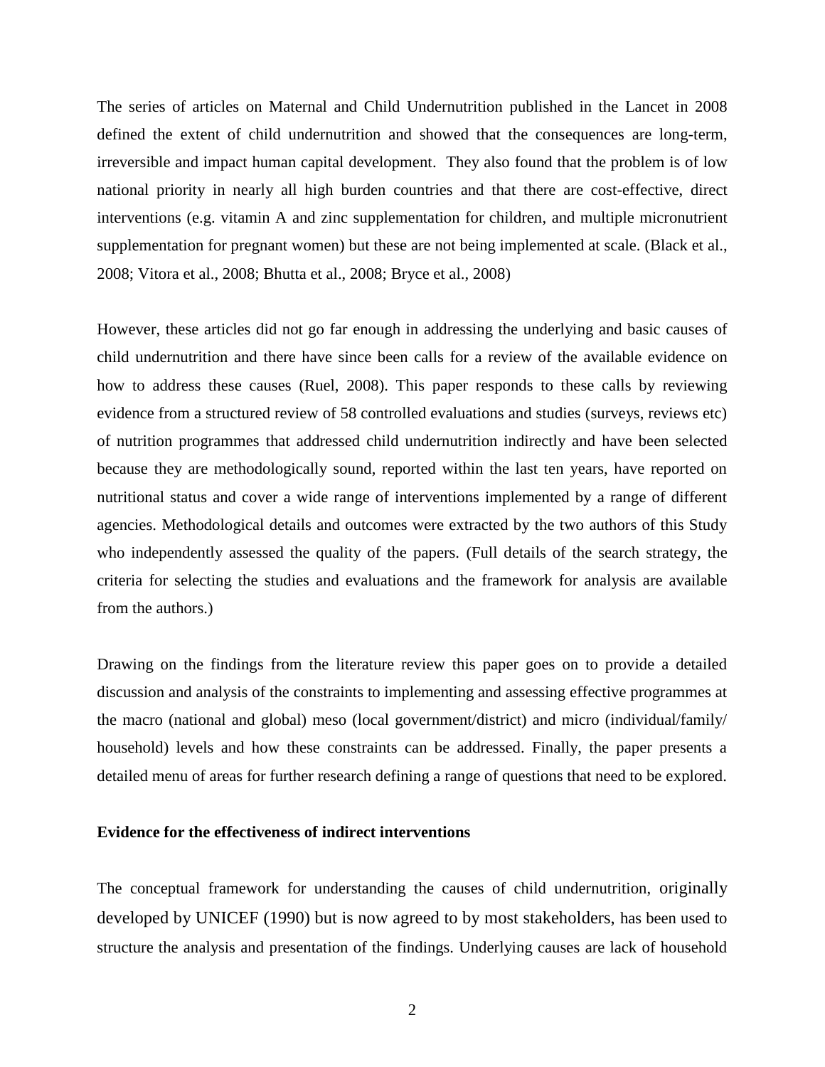The series of articles on Maternal and Child Undernutrition published in the Lancet in 2008 defined the extent of child undernutrition and showed that the consequences are long-term, irreversible and impact human capital development. They also found that the problem is of low national priority in nearly all high burden countries and that there are cost-effective, direct interventions (e.g. vitamin A and zinc supplementation for children, and multiple micronutrient supplementation for pregnant women) but these are not being implemented at scale. (Black et al., 2008; Vitora et al., 2008; Bhutta et al., 2008; Bryce et al., 2008)

However, these articles did not go far enough in addressing the underlying and basic causes of child undernutrition and there have since been calls for a review of the available evidence on how to address these causes (Ruel, 2008). This paper responds to these calls by reviewing evidence from a structured review of 58 controlled evaluations and studies (surveys, reviews etc) of nutrition programmes that addressed child undernutrition indirectly and have been selected because they are methodologically sound, reported within the last ten years, have reported on nutritional status and cover a wide range of interventions implemented by a range of different agencies. Methodological details and outcomes were extracted by the two authors of this Study who independently assessed the quality of the papers. (Full details of the search strategy, the criteria for selecting the studies and evaluations and the framework for analysis are available from the authors.)

Drawing on the findings from the literature review this paper goes on to provide a detailed discussion and analysis of the constraints to implementing and assessing effective programmes at the macro (national and global) meso (local government/district) and micro (individual/family/ household) levels and how these constraints can be addressed. Finally, the paper presents a detailed menu of areas for further research defining a range of questions that need to be explored.

**Evidence for the effectiveness of indirect interventions**

The conceptual framework for understanding the causes of child undernutrition, originally developed by UNICEF (1990) but is now agreed to by most stakeholders, has been used to structure the analysis and presentation of the findings. Underlying causes are lack of household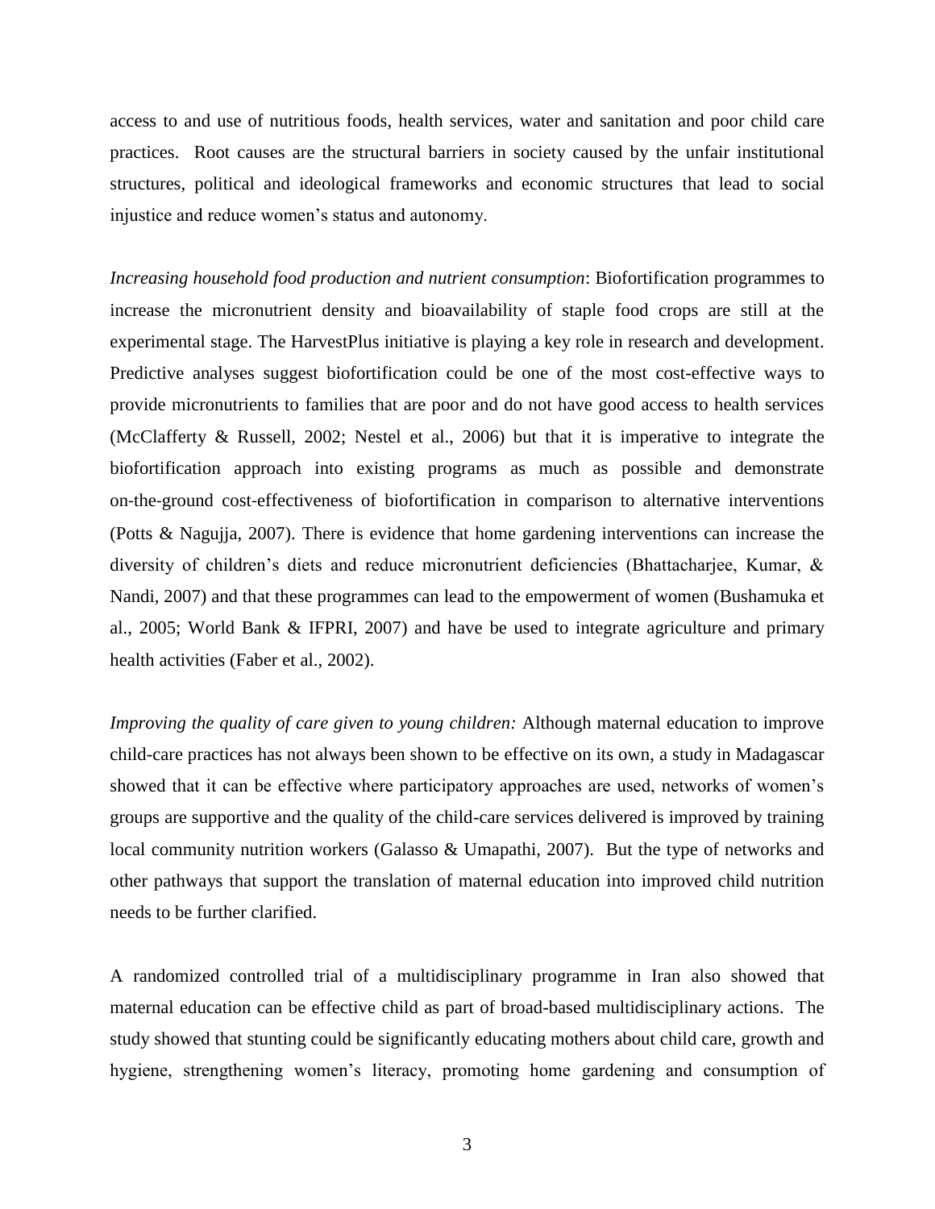access to and use of nutritious foods, health services, water and sanitation and poor child care practices. Root causes are the structural barriers in society caused by the unfair institutional structures, political and ideological frameworks and economic structures that lead to social injustice and reduce women's status and autonomy.

*Increasing household food production and nutrient consumption*: Biofortification programmes to increase the micronutrient density and bioavailability of staple food crops are still at the experimental stage. The HarvestPlus initiative is playing a key role in research and development. Predictive analyses suggest biofortification could be one of the most cost-effective ways to provide micronutrients to families that are poor and do not have good access to health services (McClafferty & Russell, 2002; Nestel et al., 2006) but that it is imperative to integrate the biofortification approach into existing programs as much as possible and demonstrate on-the-ground cost-effectiveness of biofortification in comparison to alternative interventions (Potts & Nagujja, 2007). There is evidence that home gardening interventions can increase the diversity of children's diets and reduce micronutrient deficiencies (Bhattacharjee, Kumar, & Nandi, 2007) and that these programmes can lead to the empowerment of women (Bushamuka et al., 2005; World Bank & IFPRI, 2007) and have be used to integrate agriculture and primary health activities (Faber et al., 2002).

*Improving the quality of care given to young children:* Although maternal education to improve child-care practices has not always been shown to be effective on its own, a study in Madagascar showed that it can be effective where participatory approaches are used, networks of women's groups are supportive and the quality of the child-care services delivered is improved by training local community nutrition workers (Galasso & Umapathi, 2007). But the type of networks and other pathways that support the translation of maternal education into improved child nutrition needs to be further clarified.

A randomized controlled trial of a multidisciplinary programme in Iran also showed that maternal education can be effective child as part of broad-based multidisciplinary actions. The study showed that stunting could be significantly educating mothers about child care, growth and hygiene, strengthening women's literacy, promoting home gardening and consumption of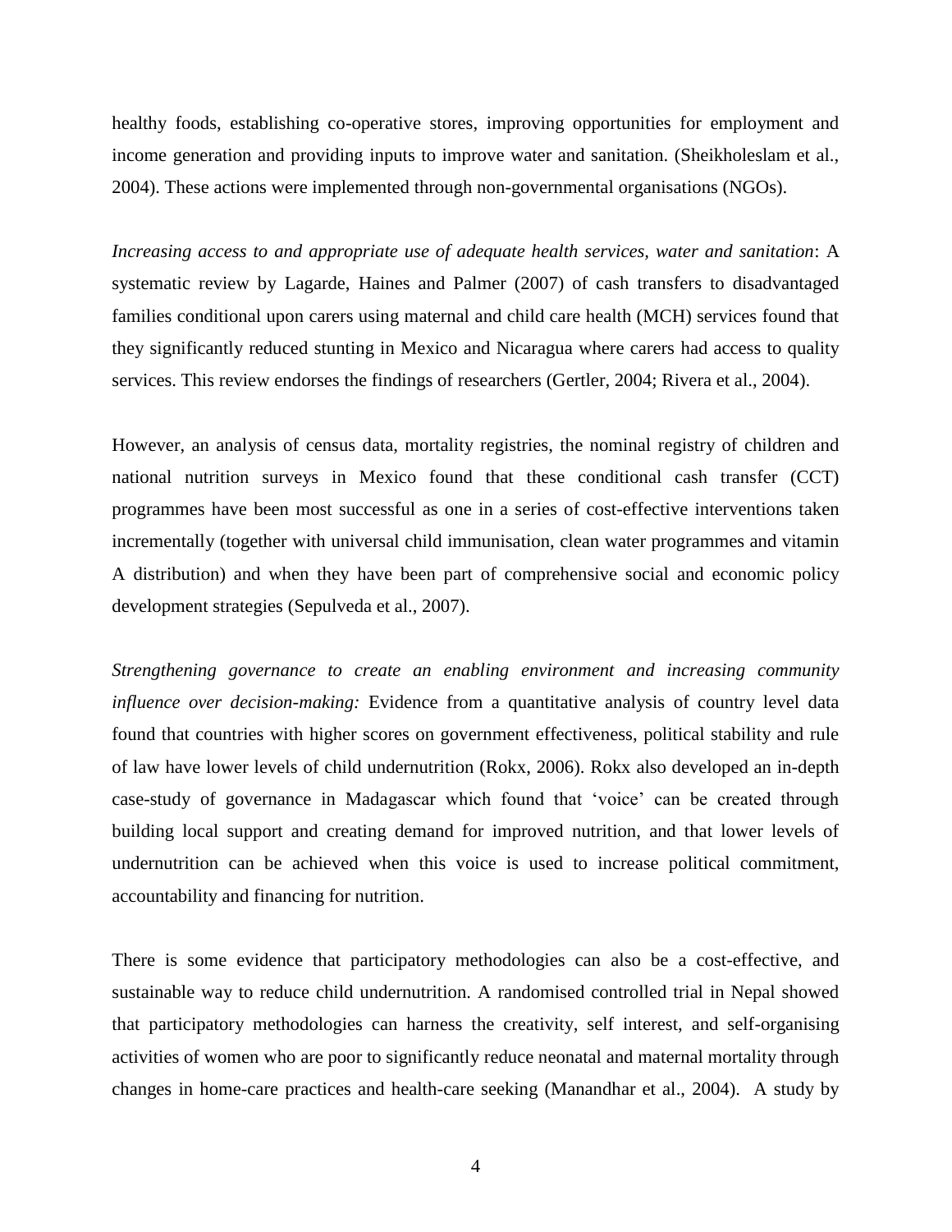healthy foods, establishing co-operative stores, improving opportunities for employment and income generation and providing inputs to improve water and sanitation. (Sheikholeslam et al., 2004). These actions were implemented through non-governmental organisations (NGOs).

*Increasing access to and appropriate use of adequate health services, water and sanitation*: A systematic review by Lagarde, Haines and Palmer (2007) of cash transfers to disadvantaged families conditional upon carers using maternal and child care health (MCH) services found that they significantly reduced stunting in Mexico and Nicaragua where carers had access to quality services. This review endorses the findings of researchers (Gertler, 2004; Rivera et al., 2004).

However, an analysis of census data, mortality registries, the nominal registry of children and national nutrition surveys in Mexico found that these conditional cash transfer (CCT) programmes have been most successful as one in a series of cost-effective interventions taken incrementally (together with universal child immunisation, clean water programmes and vitamin A distribution) and when they have been part of comprehensive social and economic policy development strategies (Sepulveda et al., 2007).

*Strengthening governance to create an enabling environment and increasing community influence over decision-making:* Evidence from a quantitative analysis of country level data found that countries with higher scores on government effectiveness, political stability and rule of law have lower levels of child undernutrition (Rokx, 2006). Rokx also developed an in-depth case-study of governance in Madagascar which found that 'voice' can be created through building local support and creating demand for improved nutrition, and that lower levels of undernutrition can be achieved when this voice is used to increase political commitment, accountability and financing for nutrition.

There is some evidence that participatory methodologies can also be a cost-effective, and sustainable way to reduce child undernutrition. A randomised controlled trial in Nepal showed that participatory methodologies can harness the creativity, self interest, and self-organising activities of women who are poor to significantly reduce neonatal and maternal mortality through changes in home-care practices and health-care seeking (Manandhar et al., 2004). A study by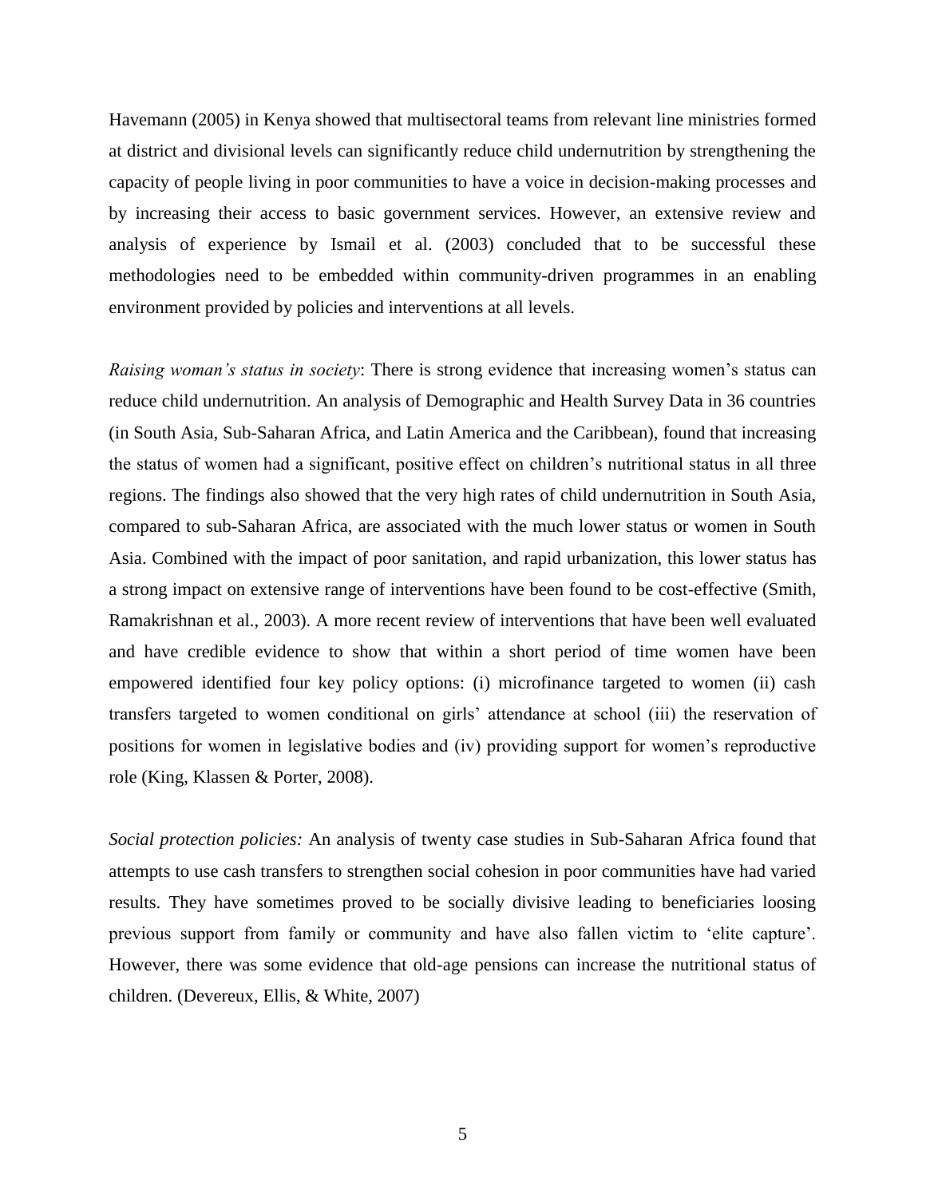Havemann (2005) in Kenya showed that multisectoral teams from relevant line ministries formed at district and divisional levels can significantly reduce child undernutrition by strengthening the capacity of people living in poor communities to have a voice in decision-making processes and by increasing their access to basic government services. However, an extensive review and analysis of experience by Ismail et al. (2003) concluded that to be successful these methodologies need to be embedded within community-driven programmes in an enabling environment provided by policies and interventions at all levels.

*Raising woman's status in society*: There is strong evidence that increasing women's status can reduce child undernutrition. An analysis of Demographic and Health Survey Data in 36 countries (in South Asia, Sub-Saharan Africa, and Latin America and the Caribbean), found that increasing the status of women had a significant, positive effect on children's nutritional status in all three regions. The findings also showed that the very high rates of child undernutrition in South Asia, compared to sub-Saharan Africa, are associated with the much lower status or women in South Asia. Combined with the impact of poor sanitation, and rapid urbanization, this lower status has a strong impact on extensive range of interventions have been found to be cost-effective (Smith, Ramakrishnan et al., 2003). A more recent review of interventions that have been well evaluated and have credible evidence to show that within a short period of time women have been empowered identified four key policy options: (i) microfinance targeted to women (ii) cash transfers targeted to women conditional on girls' attendance at school (iii) the reservation of positions for women in legislative bodies and (iv) providing support for women's reproductive role (King, Klassen & Porter, 2008).

*Social protection policies:* An analysis of twenty case studies in Sub-Saharan Africa found that attempts to use cash transfers to strengthen social cohesion in poor communities have had varied results. They have sometimes proved to be socially divisive leading to beneficiaries loosing previous support from family or community and have also fallen victim to 'elite capture'. However, there was some evidence that old-age pensions can increase the nutritional status of children. (Devereux, Ellis, & White, 2007)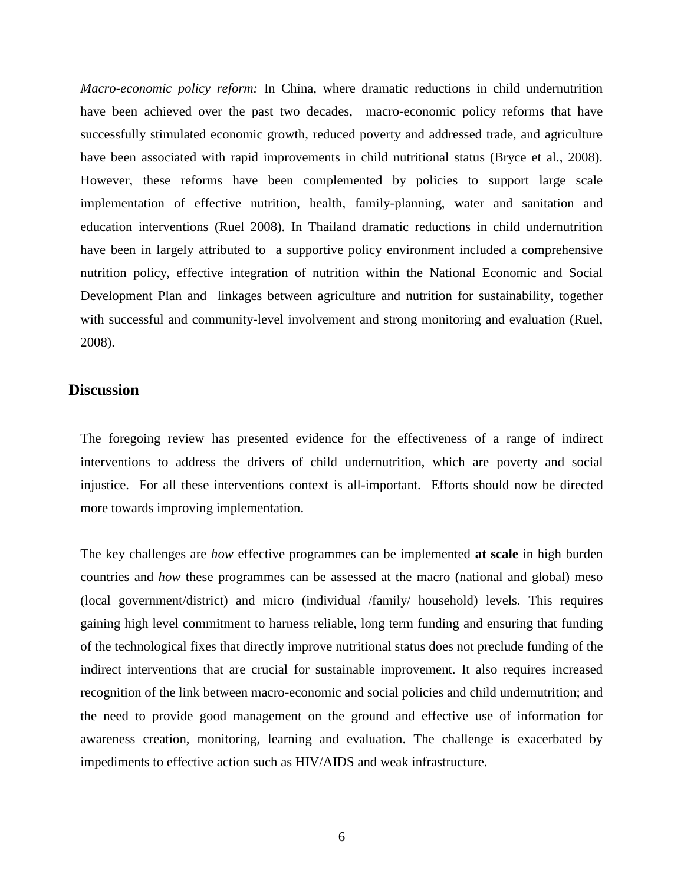*Macro-economic policy reform:* In China, where dramatic reductions in child undernutrition have been achieved over the past two decades, macro-economic policy reforms that have successfully stimulated economic growth, reduced poverty and addressed trade, and agriculture have been associated with rapid improvements in child nutritional status (Bryce et al., 2008). However, these reforms have been complemented by policies to support large scale implementation of effective nutrition, health, family-planning, water and sanitation and education interventions (Ruel 2008). In Thailand dramatic reductions in child undernutrition have been in largely attributed to a supportive policy environment included a comprehensive nutrition policy, effective integration of nutrition within the National Economic and Social Development Plan and linkages between agriculture and nutrition for sustainability, together with successful and community-level involvement and strong monitoring and evaluation (Ruel, 2008).

## Discussion

The foregoing review has presented evidence for the effectiveness of a range of indirect interventions to address the drivers of child undernutrition, which are poverty and social injustice. For all these interventions context is all-important. Efforts should now be directed more towards improving implementation.

The key challenges are *how* effective programmes can be implemented **at scale** in high burden countries and *how* these programmes can be assessed at the macro (national and global) meso (local government/district) and micro (individual /family/ household) levels. This requires gaining high level commitment to harness reliable, long term funding and ensuring that funding of the technological fixes that directly improve nutritional status does not preclude funding of the indirect interventions that are crucial for sustainable improvement. It also requires increased recognition of the link between macro-economic and social policies and child undernutrition; and the need to provide good management on the ground and effective use of information for awareness creation, monitoring, learning and evaluation. The challenge is exacerbated by impediments to effective action such as HIV/AIDS and weak infrastructure.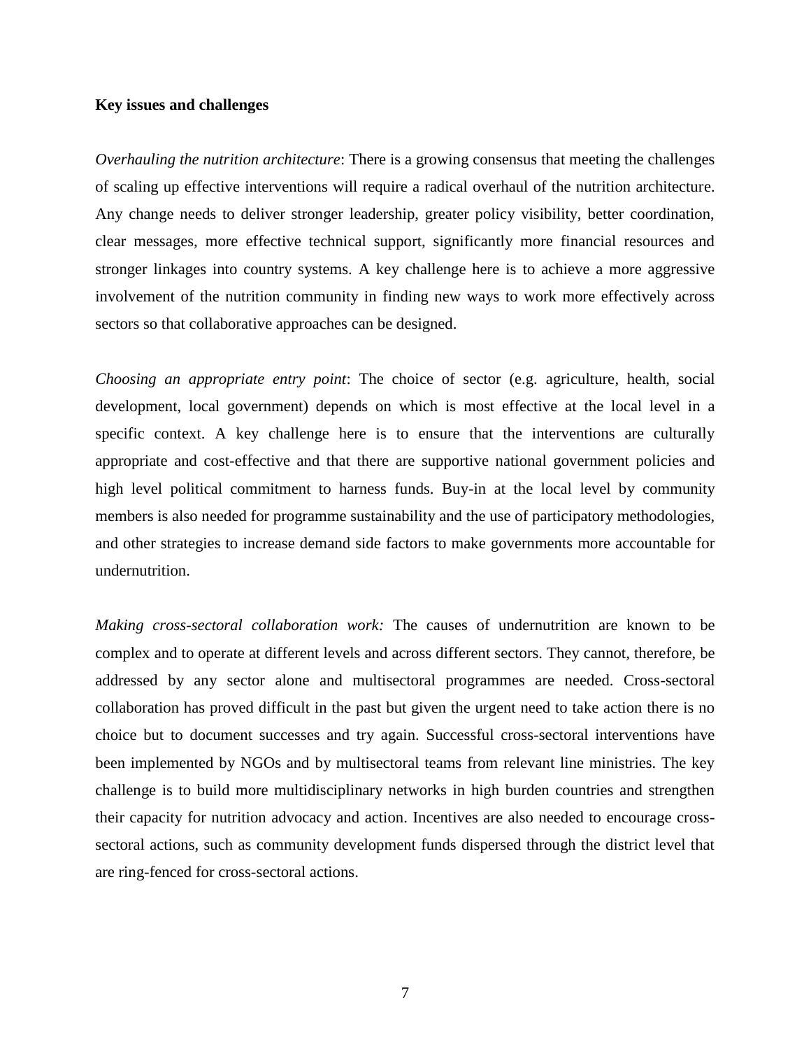**Key issues and challenges**

*Overhauling the nutrition architecture*: There is a growing consensus that meeting the challenges of scaling up effective interventions will require a radical overhaul of the nutrition architecture. Any change needs to deliver stronger leadership, greater policy visibility, better coordination, clear messages, more effective technical support, significantly more financial resources and stronger linkages into country systems. A key challenge here is to achieve a more aggressive involvement of the nutrition community in finding new ways to work more effectively across sectors so that collaborative approaches can be designed.

*Choosing an appropriate entry point*: The choice of sector (e.g. agriculture, health, social development, local government) depends on which is most effective at the local level in a specific context. A key challenge here is to ensure that the interventions are culturally appropriate and cost-effective and that there are supportive national government policies and high level political commitment to harness funds. Buy-in at the local level by community members is also needed for programme sustainability and the use of participatory methodologies, and other strategies to increase demand side factors to make governments more accountable for undernutrition.

*Making cross-sectoral collaboration work:* The causes of undernutrition are known to be complex and to operate at different levels and across different sectors. They cannot, therefore, be addressed by any sector alone and multisectoral programmes are needed. Cross-sectoral collaboration has proved difficult in the past but given the urgent need to take action there is no choice but to document successes and try again. Successful cross-sectoral interventions have been implemented by NGOs and by multisectoral teams from relevant line ministries. The key challenge is to build more multidisciplinary networks in high burden countries and strengthen their capacity for nutrition advocacy and action. Incentives are also needed to encourage cross-sectoral actions, such as community development funds dispersed through the district level that are ring-fenced for cross-sectoral actions.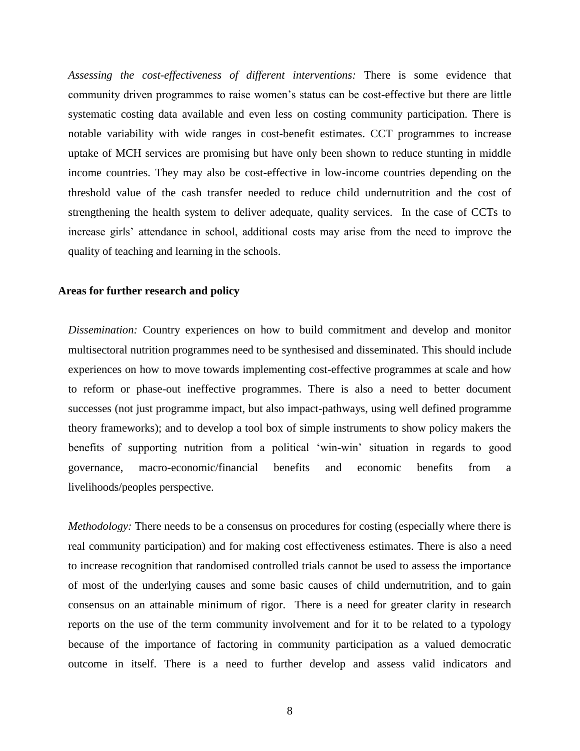*Assessing the cost-effectiveness of different interventions:* There is some evidence that community driven programmes to raise women's status can be cost-effective but there are little systematic costing data available and even less on costing community participation. There is notable variability with wide ranges in cost-benefit estimates. CCT programmes to increase uptake of MCH services are promising but have only been shown to reduce stunting in middle income countries. They may also be cost-effective in low-income countries depending on the threshold value of the cash transfer needed to reduce child undernutrition and the cost of strengthening the health system to deliver adequate, quality services. In the case of CCTs to increase girls' attendance in school, additional costs may arise from the need to improve the quality of teaching and learning in the schools.

**Areas for further research and policy**

*Dissemination:* Country experiences on how to build commitment and develop and monitor multisectoral nutrition programmes need to be synthesised and disseminated. This should include experiences on how to move towards implementing cost-effective programmes at scale and how to reform or phase-out ineffective programmes. There is also a need to better document successes (not just programme impact, but also impact-pathways, using well defined programme theory frameworks); and to develop a tool box of simple instruments to show policy makers the benefits of supporting nutrition from a political 'win-win' situation in regards to good governance, macro-economic/financial benefits and economic benefits from a livelihoods/peoples perspective.

*Methodology:* There needs to be a consensus on procedures for costing (especially where there is real community participation) and for making cost effectiveness estimates. There is also a need to increase recognition that randomised controlled trials cannot be used to assess the importance of most of the underlying causes and some basic causes of child undernutrition, and to gain consensus on an attainable minimum of rigor. There is a need for greater clarity in research reports on the use of the term community involvement and for it to be related to a typology because of the importance of factoring in community participation as a valued democratic outcome in itself. There is a need to further develop and assess valid indicators and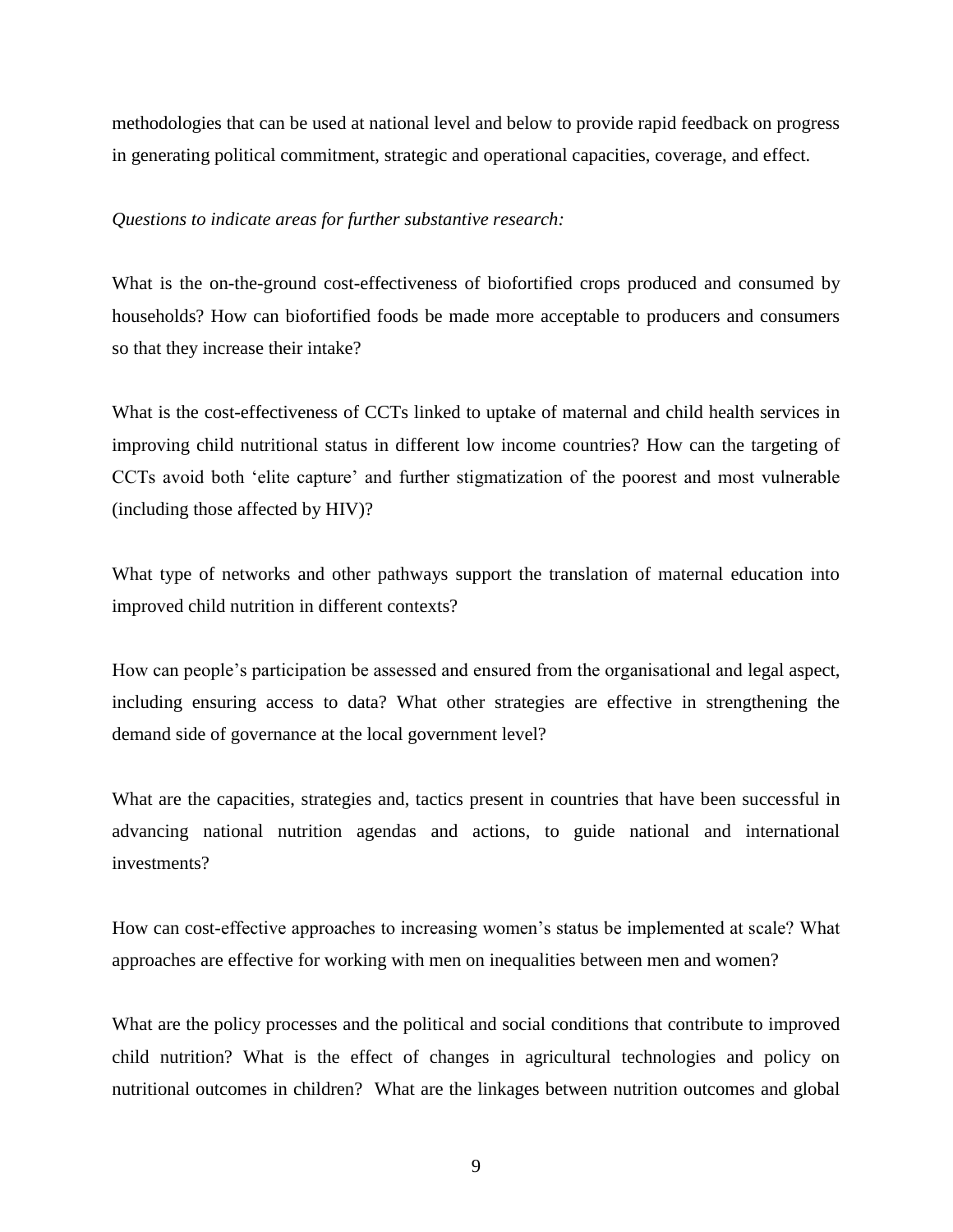methodologies that can be used at national level and below to provide rapid feedback on progress in generating political commitment, strategic and operational capacities, coverage, and effect.

*Questions to indicate areas for further substantive research:*

What is the on-the-ground cost-effectiveness of biofortified crops produced and consumed by households? How can biofortified foods be made more acceptable to producers and consumers so that they increase their intake?

What is the cost-effectiveness of CCTs linked to uptake of maternal and child health services in improving child nutritional status in different low income countries? How can the targeting of CCTs avoid both 'elite capture' and further stigmatization of the poorest and most vulnerable (including those affected by HIV)?

What type of networks and other pathways support the translation of maternal education into improved child nutrition in different contexts?

How can people's participation be assessed and ensured from the organisational and legal aspect, including ensuring access to data? What other strategies are effective in strengthening the demand side of governance at the local government level?

What are the capacities, strategies and, tactics present in countries that have been successful in advancing national nutrition agendas and actions, to guide national and international investments?

How can cost-effective approaches to increasing women's status be implemented at scale? What approaches are effective for working with men on inequalities between men and women?

What are the policy processes and the political and social conditions that contribute to improved child nutrition? What is the effect of changes in agricultural technologies and policy on nutritional outcomes in children? What are the linkages between nutrition outcomes and global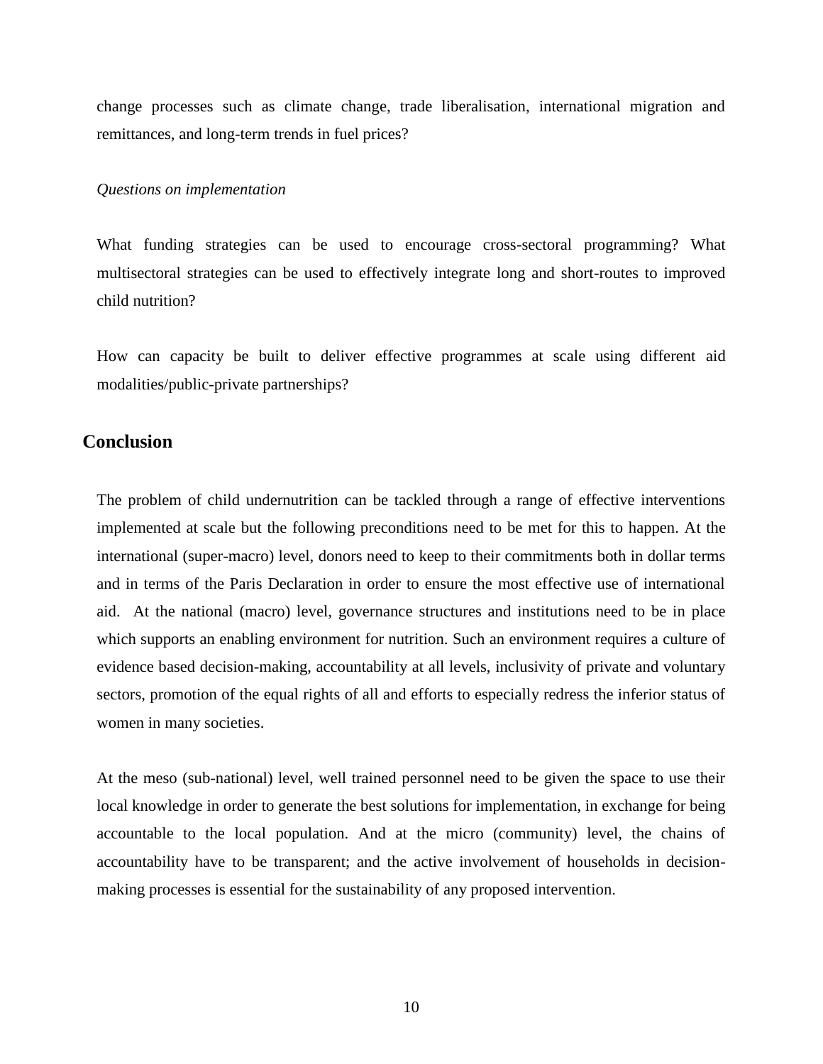change processes such as climate change, trade liberalisation, international migration and remittances, and long-term trends in fuel prices?

*Questions on implementation*

What funding strategies can be used to encourage cross-sectoral programming? What multisectoral strategies can be used to effectively integrate long and short-routes to improved child nutrition?

How can capacity be built to deliver effective programmes at scale using different aid modalities/public-private partnerships?

## Conclusion

The problem of child undernutrition can be tackled through a range of effective interventions implemented at scale but the following preconditions need to be met for this to happen. At the international (super-macro) level, donors need to keep to their commitments both in dollar terms and in terms of the Paris Declaration in order to ensure the most effective use of international aid. At the national (macro) level, governance structures and institutions need to be in place which supports an enabling environment for nutrition. Such an environment requires a culture of evidence based decision-making, accountability at all levels, inclusivity of private and voluntary sectors, promotion of the equal rights of all and efforts to especially redress the inferior status of women in many societies.

At the meso (sub-national) level, well trained personnel need to be given the space to use their local knowledge in order to generate the best solutions for implementation, in exchange for being accountable to the local population. And at the micro (community) level, the chains of accountability have to be transparent; and the active involvement of households in decision-making processes is essential for the sustainability of any proposed intervention.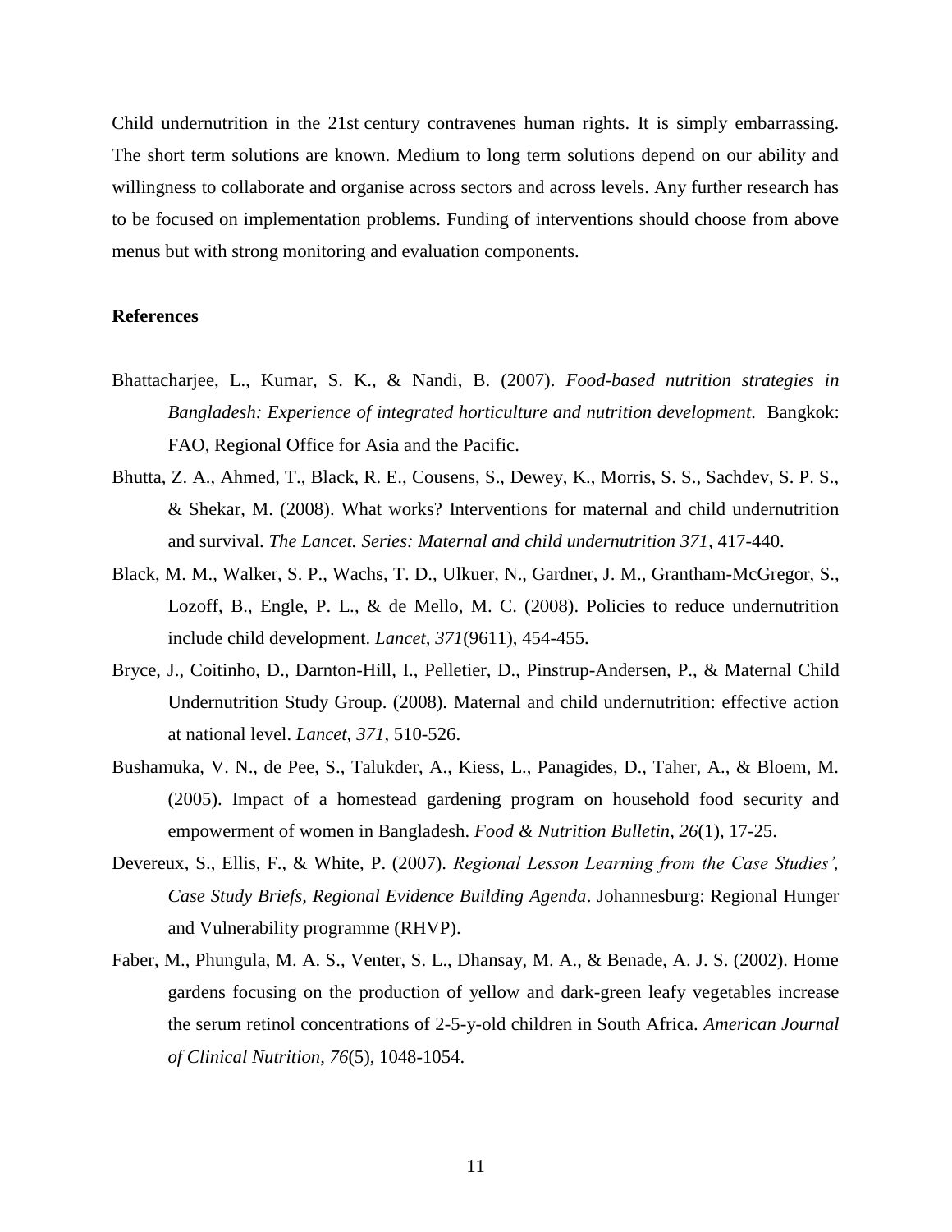Child undernutrition in the 21st century contravenes human rights. It is simply embarrassing. The short term solutions are known. Medium to long term solutions depend on our ability and willingness to collaborate and organise across sectors and across levels. Any further research has to be focused on implementation problems. Funding of interventions should choose from above menus but with strong monitoring and evaluation components.

## References

Bhattacharjee, L., Kumar, S. K., & Nandi, B. (2007). *Food-based nutrition strategies in Bangladesh: Experience of integrated horticulture and nutrition development.* Bangkok: FAO, Regional Office for Asia and the Pacific.

Bhutta, Z. A., Ahmed, T., Black, R. E., Cousens, S., Dewey, K., Morris, S. S., Sachdev, S. P. S., & Shekar, M. (2008). What works? Interventions for maternal and child undernutrition and survival. *The Lancet. Series: Maternal and child undernutrition 371*, 417-440.

Black, M. M., Walker, S. P., Wachs, T. D., Ulkuer, N., Gardner, J. M., Grantham-McGregor, S., Lozoff, B., Engle, P. L., & de Mello, M. C. (2008). Policies to reduce undernutrition include child development. *Lancet, 371*(9611), 454-455.

Bryce, J., Coitinho, D., Darnton-Hill, I., Pelletier, D., Pinstrup-Andersen, P., & Maternal Child Undernutrition Study Group. (2008). Maternal and child undernutrition: effective action at national level. *Lancet, 371*, 510-526.

Bushamuka, V. N., de Pee, S., Talukder, A., Kiess, L., Panagides, D., Taher, A., & Bloem, M. (2005). Impact of a homestead gardening program on household food security and empowerment of women in Bangladesh. *Food & Nutrition Bulletin, 26*(1), 17-25.

Devereux, S., Ellis, F., & White, P. (2007). *Regional Lesson Learning from the Case Studies', Case Study Briefs, Regional Evidence Building Agenda*. Johannesburg: Regional Hunger and Vulnerability programme (RHVP).

Faber, M., Phungula, M. A. S., Venter, S. L., Dhansay, M. A., & Benade, A. J. S. (2002). Home gardens focusing on the production of yellow and dark-green leafy vegetables increase the serum retinol concentrations of 2-5-y-old children in South Africa. *American Journal of Clinical Nutrition, 76*(5), 1048-1054.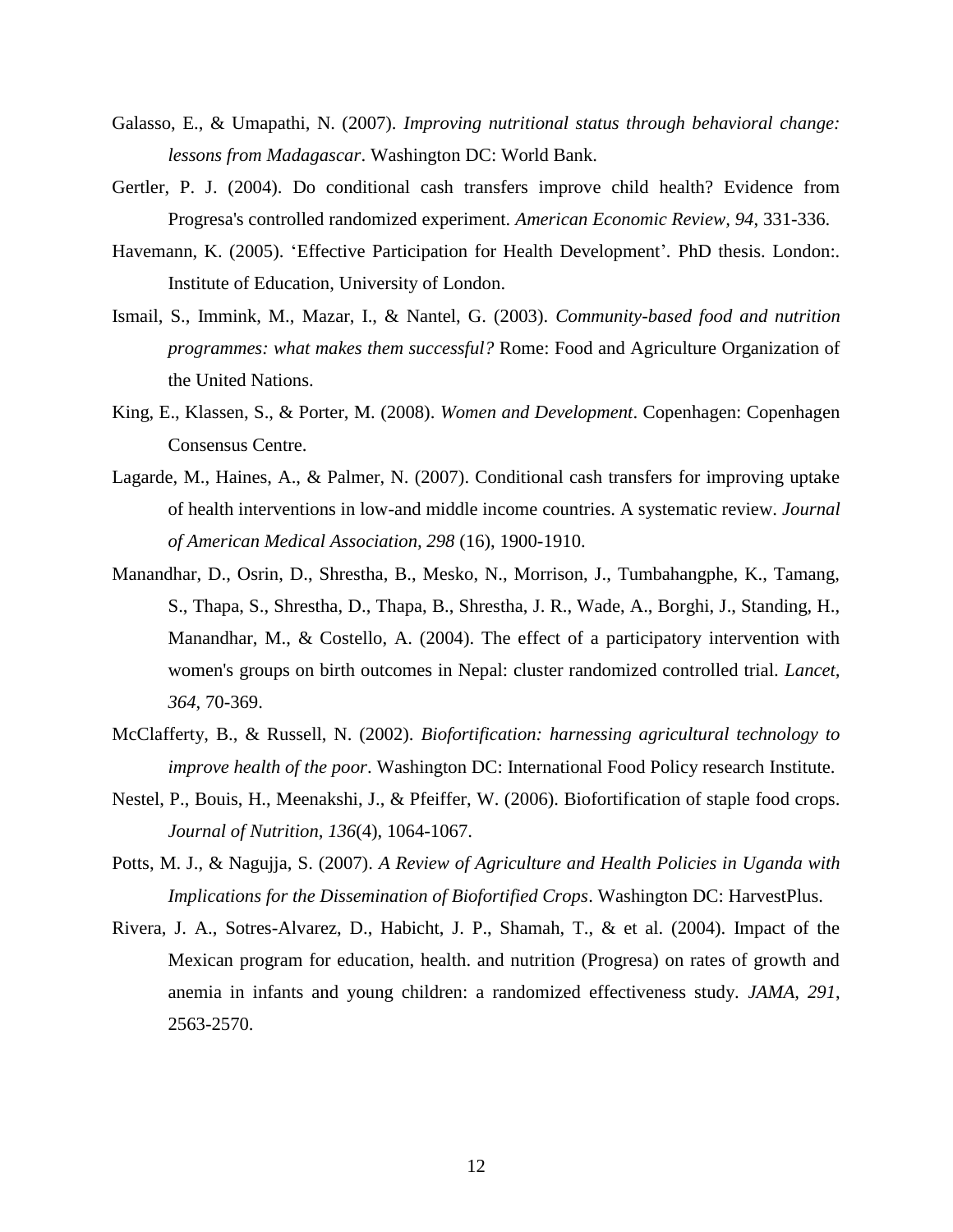Galasso, E., & Umapathi, N. (2007). *Improving nutritional status through behavioral change: lessons from Madagascar*. Washington DC: World Bank.

Gertler, P. J. (2004). Do conditional cash transfers improve child health? Evidence from Progresa's controlled randomized experiment. *American Economic Review, 94*, 331-336.

Havemann, K. (2005). 'Effective Participation for Health Development'. PhD thesis. London:. Institute of Education, University of London.

Ismail, S., Immink, M., Mazar, I., & Nantel, G. (2003). *Community-based food and nutrition programmes: what makes them successful?* Rome: Food and Agriculture Organization of the United Nations.

King, E., Klassen, S., & Porter, M. (2008). *Women and Development*. Copenhagen: Copenhagen Consensus Centre.

Lagarde, M., Haines, A., & Palmer, N. (2007). Conditional cash transfers for improving uptake of health interventions in low-and middle income countries. A systematic review. *Journal of American Medical Association, 298* (16), 1900-1910.

Manandhar, D., Osrin, D., Shrestha, B., Mesko, N., Morrison, J., Tumbahangphe, K., Tamang, S., Thapa, S., Shrestha, D., Thapa, B., Shrestha, J. R., Wade, A., Borghi, J., Standing, H., Manandhar, M., & Costello, A. (2004). The effect of a participatory intervention with women's groups on birth outcomes in Nepal: cluster randomized controlled trial. *Lancet, 364*, 70-369.

McClafferty, B., & Russell, N. (2002). *Biofortification: harnessing agricultural technology to improve health of the poor*. Washington DC: International Food Policy research Institute.

Nestel, P., Bouis, H., Meenakshi, J., & Pfeiffer, W. (2006). Biofortification of staple food crops. *Journal of Nutrition, 136*(4), 1064-1067.

Potts, M. J., & Nagujja, S. (2007). *A Review of Agriculture and Health Policies in Uganda with Implications for the Dissemination of Biofortified Crops*. Washington DC: HarvestPlus.

Rivera, J. A., Sotres-Alvarez, D., Habicht, J. P., Shamah, T., & et al. (2004). Impact of the Mexican program for education, health. and nutrition (Progresa) on rates of growth and anemia in infants and young children: a randomized effectiveness study. *JAMA, 291*, 2563-2570.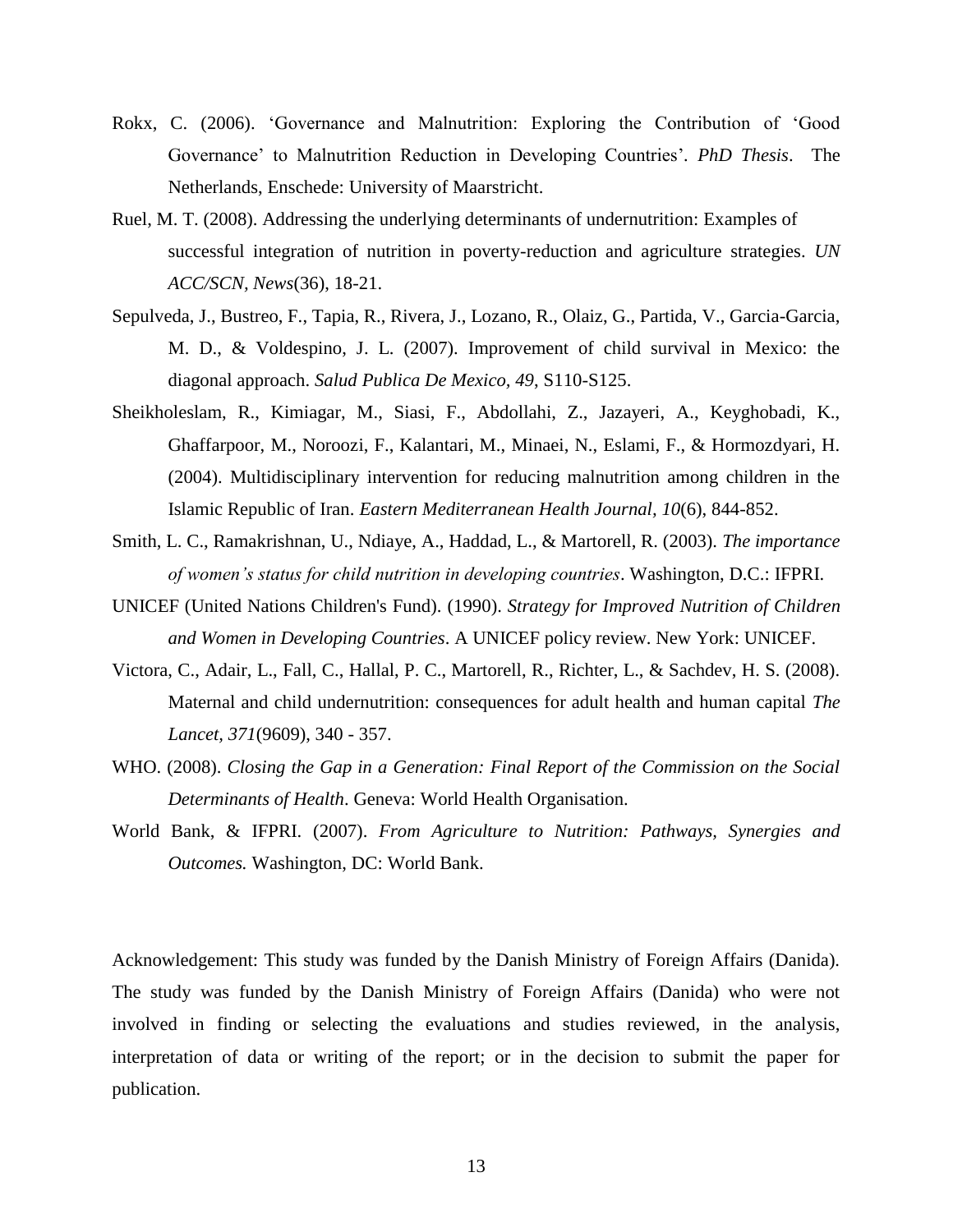Rokx, C. (2006). 'Governance and Malnutrition: Exploring the Contribution of 'Good Governance' to Malnutrition Reduction in Developing Countries'. *PhD Thesis*. The Netherlands, Enschede: University of Maarstricht.

Ruel, M. T. (2008). Addressing the underlying determinants of undernutrition: Examples of successful integration of nutrition in poverty-reduction and agriculture strategies. *UN ACC/SCN, News*(36), 18-21.

Sepulveda, J., Bustreo, F., Tapia, R., Rivera, J., Lozano, R., Olaiz, G., Partida, V., Garcia-Garcia, M. D., & Voldespino, J. L. (2007). Improvement of child survival in Mexico: the diagonal approach. *Salud Publica De Mexico, 49*, S110-S125.

Sheikholeslam, R., Kimiagar, M., Siasi, F., Abdollahi, Z., Jazayeri, A., Keyghobadi, K., Ghaffarpoor, M., Noroozi, F., Kalantari, M., Minaei, N., Eslami, F., & Hormozdyari, H. (2004). Multidisciplinary intervention for reducing malnutrition among children in the Islamic Republic of Iran. *Eastern Mediterranean Health Journal, 10*(6), 844-852.

Smith, L. C., Ramakrishnan, U., Ndiaye, A., Haddad, L., & Martorell, R. (2003). *The importance of women's status for child nutrition in developing countries*. Washington, D.C.: IFPRI.

UNICEF (United Nations Children's Fund). (1990). *Strategy for Improved Nutrition of Children and Women in Developing Countries*. A UNICEF policy review. New York: UNICEF.

Victora, C., Adair, L., Fall, C., Hallal, P. C., Martorell, R., Richter, L., & Sachdev, H. S. (2008). Maternal and child undernutrition: consequences for adult health and human capital *The Lancet, 371*(9609), 340 - 357.

WHO. (2008). *Closing the Gap in a Generation: Final Report of the Commission on the Social Determinants of Health*. Geneva: World Health Organisation.

World Bank, & IFPRI. (2007). *From Agriculture to Nutrition: Pathways, Synergies and Outcomes.* Washington, DC: World Bank.

Acknowledgement: This study was funded by the Danish Ministry of Foreign Affairs (Danida). The study was funded by the Danish Ministry of Foreign Affairs (Danida) who were not involved in finding or selecting the evaluations and studies reviewed, in the analysis, interpretation of data or writing of the report; or in the decision to submit the paper for publication.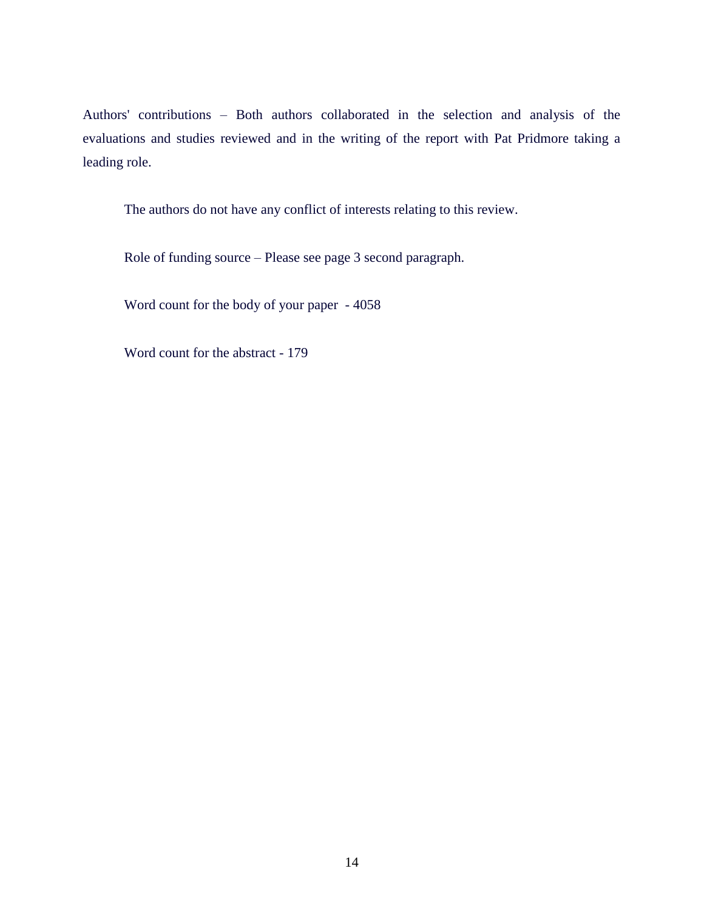Authors' contributions – Both authors collaborated in the selection and analysis of the evaluations and studies reviewed and in the writing of the report with Pat Pridmore taking a leading role.

The authors do not have any conflict of interests relating to this review.

Role of funding source – Please see page 3 second paragraph.

Word count for the body of your paper - 4058

Word count for the abstract - 179